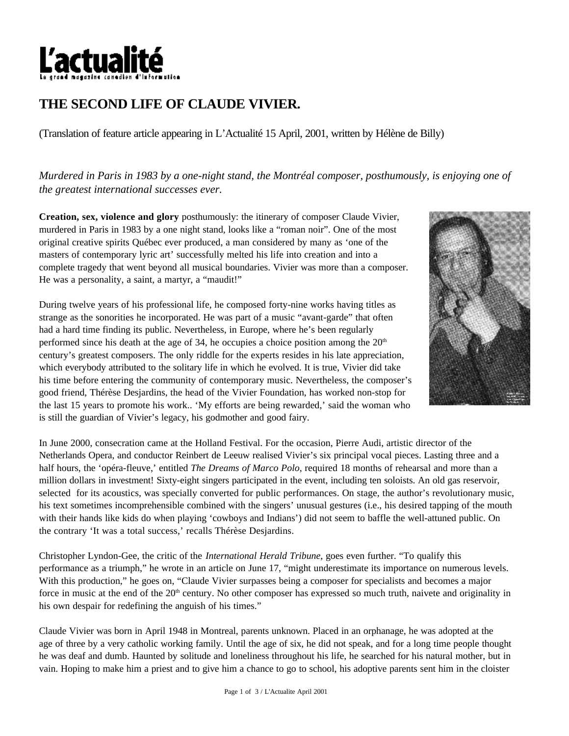L'actualité

Le grand magazine canadien d'information

# THE SECOND LIFE OF CLAUDE VIVIER.

(Translation of feature article appearing in L'Actualité 15 April, 2001, written by Hélène de Billy)

*Murdered in Paris in 1983 by a one-night stand, the Montréal composer, posthumously, is enjoying one of the greatest international successes ever.*

**Creation, sex, violence and glory** posthumously: the itinerary of composer Claude Vivier, murdered in Paris in 1983 by a one night stand, looks like a "roman noir". One of the most original creative spirits Québec ever produced, a man considered by many as 'one of the masters of contemporary lyric art' successfully melted his life into creation and into a complete tragedy that went beyond all musical boundaries. Vivier was more than a composer. He was a personality, a saint, a martyr, a "maudit!"

During twelve years of his professional life, he composed forty-nine works having titles as strange as the sonorities he incorporated. He was part of a music "avant-garde" that often had a hard time finding its public. Nevertheless, in Europe, where he's been regularly performed since his death at the age of 34, he occupies a choice position among the 20th century's greatest composers. The only riddle for the experts resides in his late appreciation, which everybody attributed to the solitary life in which he evolved. It is true, Vivier did take his time before entering the community of contemporary music. Nevertheless, the composer's good friend, Thérèse Desjardins, the head of the Vivier Foundation, has worked non-stop for the last 15 years to promote his work.. 'My efforts are being rewarded,' said the woman who is still the guardian of Vivier's legacy, his godmother and good fairy.

In June 2000, consecration came at the Holland Festival. For the occasion, Pierre Audi, artistic director of the Netherlands Opera, and conductor Reinbert de Leeuw realised Vivier's six principal vocal pieces. Lasting three and a half hours, the 'opéra-fleuve,' entitled *The Dreams of Marco Polo*, required 18 months of rehearsal and more than a million dollars in investment! Sixty-eight singers participated in the event, including ten soloists. An old gas reservoir, selected for its acoustics, was specially converted for public performances. On stage, the author's revolutionary music, his text sometimes incomprehensible combined with the singers' unusual gestures (i.e., his desired tapping of the mouth with their hands like kids do when playing 'cowboys and Indians') did not seem to baffle the well-attuned public. On the contrary 'It was a total success,' recalls Thérèse Desjardins.

Christopher Lyndon-Gee, the critic of the *International Herald Tribune*, goes even further. "To qualify this performance as a triumph," he wrote in an article on June 17, "might underestimate its importance on numerous levels. With this production," he goes on, "Claude Vivier surpasses being a composer for specialists and becomes a major force in music at the end of the 20th century. No other composer has expressed so much truth, naivete and originality in his own despair for redefining the anguish of his times."

Claude Vivier was born in April 1948 in Montreal, parents unknown. Placed in an orphanage, he was adopted at the age of three by a very catholic working family. Until the age of six, he did not speak, and for a long time people thought he was deaf and dumb. Haunted by solitude and loneliness throughout his life, he searched for his natural mother, but in vain. Hoping to make him a priest and to give him a chance to go to school, his adoptive parents sent him in the cloister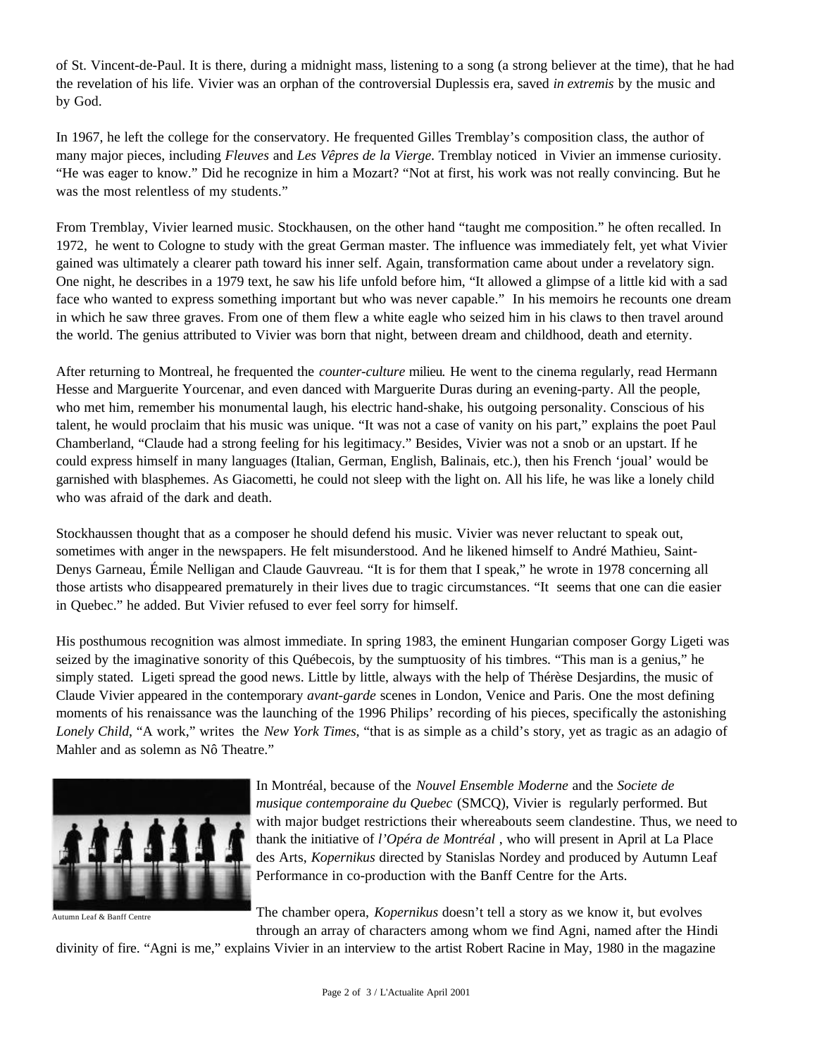of St. Vincent-de-Paul. It is there, during a midnight mass, listening to a song (a strong believer at the time), that he had the revelation of his life. Vivier was an orphan of the controversial Duplessis era, saved *in extremis* by the music and by God.

In 1967, he left the college for the conservatory. He frequented Gilles Tremblay's composition class, the author of many major pieces, including *Fleuves* and *Les Vêpres de la Vierge*. Tremblay noticed in Vivier an immense curiosity. "He was eager to know." Did he recognize in him a Mozart? "Not at first, his work was not really convincing. But he was the most relentless of my students."

From Tremblay, Vivier learned music. Stockhausen, on the other hand "taught me composition." he often recalled. In 1972, he went to Cologne to study with the great German master. The influence was immediately felt, yet what Vivier gained was ultimately a clearer path toward his inner self. Again, transformation came about under a revelatory sign. One night, he describes in a 1979 text, he saw his life unfold before him, "It allowed a glimpse of a little kid with a sad face who wanted to express something important but who was never capable." In his memoirs he recounts one dream in which he saw three graves. From one of them flew a white eagle who seized him in his claws to then travel around the world. The genius attributed to Vivier was born that night, between dream and childhood, death and eternity.

After returning to Montreal, he frequented the *counter-culture* milieu. He went to the cinema regularly, read Hermann Hesse and Marguerite Yourcenar, and even danced with Marguerite Duras during an evening-party. All the people, who met him, remember his monumental laugh, his electric hand-shake, his outgoing personality. Conscious of his talent, he would proclaim that his music was unique. "It was not a case of vanity on his part," explains the poet Paul Chamberland, "Claude had a strong feeling for his legitimacy." Besides, Vivier was not a snob or an upstart. If he could express himself in many languages (Italian, German, English, Balinais, etc.), then his French 'joual' would be garnished with blasphemes. As Giacometti, he could not sleep with the light on. All his life, he was like a lonely child who was afraid of the dark and death.

Stockhaussen thought that as a composer he should defend his music. Vivier was never reluctant to speak out, sometimes with anger in the newspapers. He felt misunderstood. And he likened himself to André Mathieu, Saint-Denys Garneau, Émile Nelligan and Claude Gauvreau. "It is for them that I speak," he wrote in 1978 concerning all those artists who disappeared prematurely in their lives due to tragic circumstances. "It seems that one can die easier in Quebec." he added. But Vivier refused to ever feel sorry for himself.

His posthumous recognition was almost immediate. In spring 1983, the eminent Hungarian composer Gorgy Ligeti was seized by the imaginative sonority of this Québecois, by the sumptuosity of his timbres. "This man is a genius," he simply stated. Ligeti spread the good news. Little by little, always with the help of Thérèse Desjardins, the music of Claude Vivier appeared in the contemporary *avant-garde* scenes in London, Venice and Paris. One the most defining moments of his renaissance was the launching of the 1996 Philips' recording of his pieces, specifically the astonishing *Lonely Child*, "A work," writes the *New York Times*, "that is as simple as a child's story, yet as tragic as an adagio of Mahler and as solemn as Nô Theatre."

Autumn Leaf & Banff Centre

In Montréal, because of the *Nouvel Ensemble Moderne* and the *Societe de musique contemporaine du Quebec* (SMCQ), Vivier is regularly performed. But with major budget restrictions their whereabouts seem clandestine. Thus, we need to thank the initiative of *l'Opéra de Montréal* , who will present in April at La Place des Arts, *Kopernikus* directed by Stanislas Nordey and produced by Autumn Leaf Performance in co-production with the Banff Centre for the Arts.

The chamber opera, *Kopernikus* doesn't tell a story as we know it, but evolves through an array of characters among whom we find Agni, named after the Hindi divinity of fire. "Agni is me," explains Vivier in an interview to the artist Robert Racine in May, 1980 in the magazine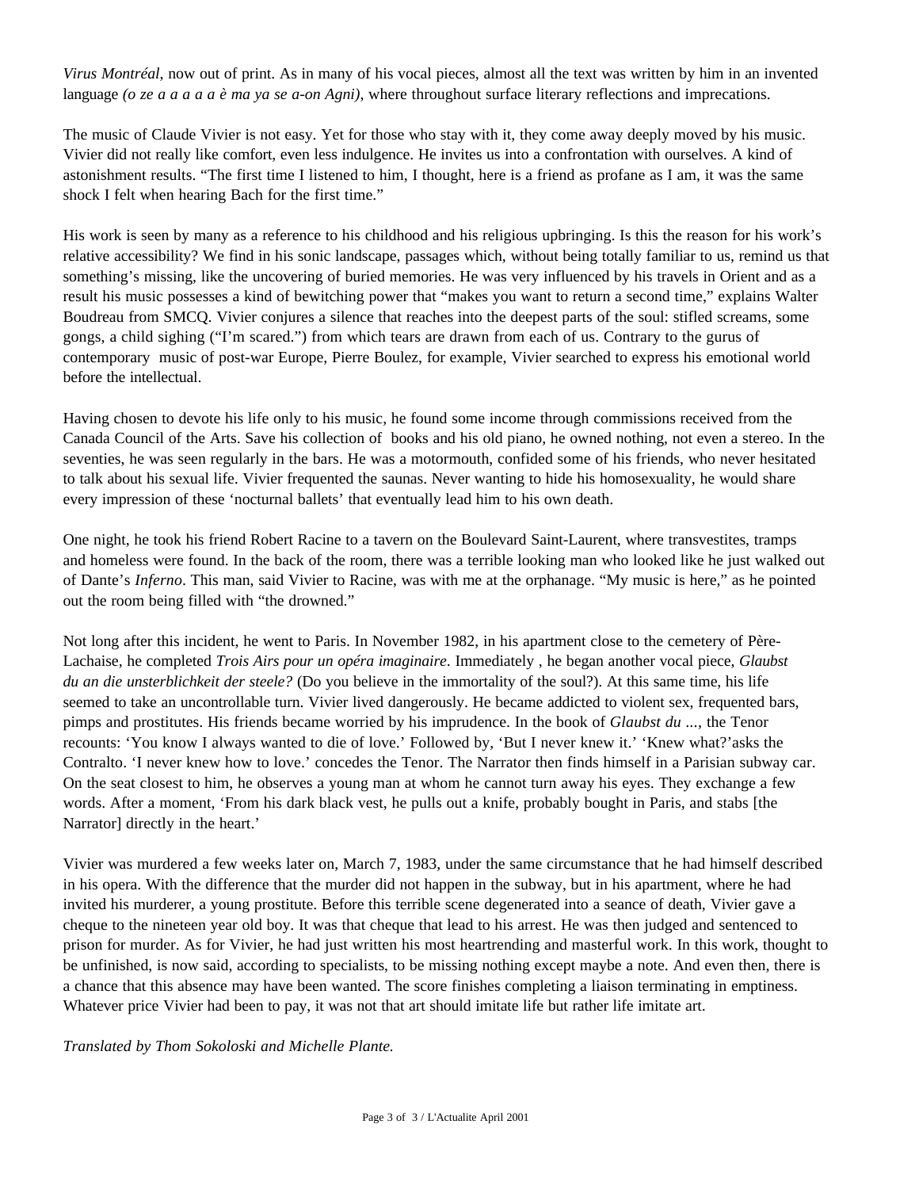*Virus Montréal*, now out of print. As in many of his vocal pieces, almost all the text was written by him in an invented language *(o ze a a a a a è ma ya se a-on Agni)*, where throughout surface literary reflections and imprecations.

The music of Claude Vivier is not easy. Yet for those who stay with it, they come away deeply moved by his music. Vivier did not really like comfort, even less indulgence. He invites us into a confrontation with ourselves. A kind of astonishment results. "The first time I listened to him, I thought, here is a friend as profane as I am, it was the same shock I felt when hearing Bach for the first time."

His work is seen by many as a reference to his childhood and his religious upbringing. Is this the reason for his work's relative accessibility? We find in his sonic landscape, passages which, without being totally familiar to us, remind us that something's missing, like the uncovering of buried memories. He was very influenced by his travels in Orient and as a result his music possesses a kind of bewitching power that "makes you want to return a second time," explains Walter Boudreau from SMCQ. Vivier conjures a silence that reaches into the deepest parts of the soul: stifled screams, some gongs, a child sighing ("I'm scared.") from which tears are drawn from each of us. Contrary to the gurus of contemporary music of post-war Europe, Pierre Boulez, for example, Vivier searched to express his emotional world before the intellectual.

Having chosen to devote his life only to his music, he found some income through commissions received from the Canada Council of the Arts. Save his collection of books and his old piano, he owned nothing, not even a stereo. In the seventies, he was seen regularly in the bars. He was a motormouth, confided some of his friends, who never hesitated to talk about his sexual life. Vivier frequented the saunas. Never wanting to hide his homosexuality, he would share every impression of these 'nocturnal ballets' that eventually lead him to his own death.

One night, he took his friend Robert Racine to a tavern on the Boulevard Saint-Laurent, where transvestites, tramps and homeless were found. In the back of the room, there was a terrible looking man who looked like he just walked out of Dante's *Inferno*. This man, said Vivier to Racine, was with me at the orphanage. "My music is here," as he pointed out the room being filled with "the drowned."

Not long after this incident, he went to Paris. In November 1982, in his apartment close to the cemetery of Père-Lachaise, he completed *Trois Airs pour un opéra imaginaire*. Immediately , he began another vocal piece, *Glaubst du an die unsterblichkeit der steele?* (Do you believe in the immortality of the soul?). At this same time, his life seemed to take an uncontrollable turn. Vivier lived dangerously. He became addicted to violent sex, frequented bars, pimps and prostitutes. His friends became worried by his imprudence. In the book of *Glaubst du ...*, the Tenor recounts: 'You know I always wanted to die of love.' Followed by, 'But I never knew it.' 'Knew what?'asks the Contralto. 'I never knew how to love.' concedes the Tenor. The Narrator then finds himself in a Parisian subway car. On the seat closest to him, he observes a young man at whom he cannot turn away his eyes. They exchange a few words. After a moment, 'From his dark black vest, he pulls out a knife, probably bought in Paris, and stabs [the Narrator] directly in the heart.'

Vivier was murdered a few weeks later on, March 7, 1983, under the same circumstance that he had himself described in his opera. With the difference that the murder did not happen in the subway, but in his apartment, where he had invited his murderer, a young prostitute. Before this terrible scene degenerated into a seance of death, Vivier gave a cheque to the nineteen year old boy. It was that cheque that lead to his arrest. He was then judged and sentenced to prison for murder. As for Vivier, he had just written his most heartrending and masterful work. In this work, thought to be unfinished, is now said, according to specialists, to be missing nothing except maybe a note. And even then, there is a chance that this absence may have been wanted. The score finishes completing a liaison terminating in emptiness. Whatever price Vivier had been to pay, it was not that art should imitate life but rather life imitate art.

*Translated by Thom Sokoloski and Michelle Plante.*